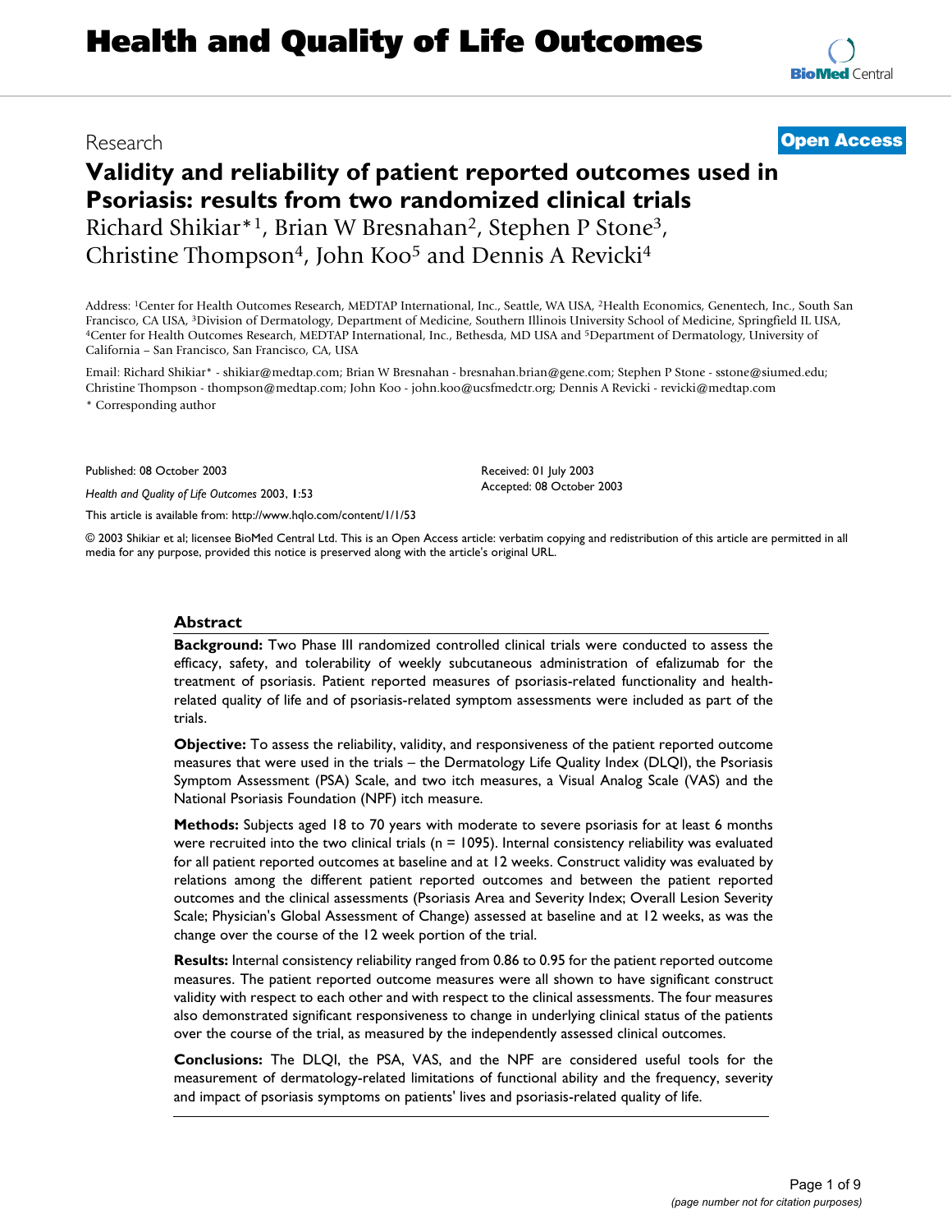# Health and Quality of Life Outcomes

Research

**Open Access**

## Validity and reliability of patient reported outcomes used in Psoriasis: results from two randomized clinical trials

Richard Shikiar*[1], Brian W Bresnahan[2], Stephen P Stone[3], Christine Thompson[4], John Koo[5] and Dennis A Revicki[4]

Address: [1]Center for Health Outcomes Research, MEDTAP International, Inc., Seattle, WA USA, [2]Health Economics, Genentech, Inc., South San Francisco, CA USA, [3]Division of Dermatology, Department of Medicine, Southern Illinois University School of Medicine, Springfield IL USA, [4]Center for Health Outcomes Research, MEDTAP International, Inc., Bethesda, MD USA and [5]Department of Dermatology, University of California – San Francisco, San Francisco, CA, USA

Email: Richard Shikiar* - shikiar@medtap.com; Brian W Bresnahan - bresnahan.brian@gene.com; Stephen P Stone - sstone@siumed.edu; Christine Thompson - thompson@medtap.com; John Koo - john.koo@ucsfmedctr.org; Dennis A Revicki - revicki@medtap.com

\* Corresponding author

Published: 08 October 2003

*Health and Quality of Life Outcomes* 2003, **1**:53

This article is available from: http://www.hqlo.com/content/1/1/53

Received: 01 July 2003
Accepted: 08 October 2003

© 2003 Shikiar et al; licensee BioMed Central Ltd. This is an Open Access article: verbatim copying and redistribution of this article are permitted in all media for any purpose, provided this notice is preserved along with the article's original URL.

### Abstract

**Background:** Two Phase III randomized controlled clinical trials were conducted to assess the efficacy, safety, and tolerability of weekly subcutaneous administration of efalizumab for the treatment of psoriasis. Patient reported measures of psoriasis-related functionality and health-related quality of life and of psoriasis-related symptom assessments were included as part of the trials.

**Objective:** To assess the reliability, validity, and responsiveness of the patient reported outcome measures that were used in the trials – the Dermatology Life Quality Index (DLQI), the Psoriasis Symptom Assessment (PSA) Scale, and two itch measures, a Visual Analog Scale (VAS) and the National Psoriasis Foundation (NPF) itch measure.

**Methods:** Subjects aged 18 to 70 years with moderate to severe psoriasis for at least 6 months were recruited into the two clinical trials (n = 1095). Internal consistency reliability was evaluated for all patient reported outcomes at baseline and at 12 weeks. Construct validity was evaluated by relations among the different patient reported outcomes and between the patient reported outcomes and the clinical assessments (Psoriasis Area and Severity Index; Overall Lesion Severity Scale; Physician's Global Assessment of Change) assessed at baseline and at 12 weeks, as was the change over the course of the 12 week portion of the trial.

**Results:** Internal consistency reliability ranged from 0.86 to 0.95 for the patient reported outcome measures. The patient reported outcome measures were all shown to have significant construct validity with respect to each other and with respect to the clinical assessments. The four measures also demonstrated significant responsiveness to change in underlying clinical status of the patients over the course of the trial, as measured by the independently assessed clinical outcomes.

**Conclusions:** The DLQI, the PSA, VAS, and the NPF are considered useful tools for the measurement of dermatology-related limitations of functional ability and the frequency, severity and impact of psoriasis symptoms on patients' lives and psoriasis-related quality of life.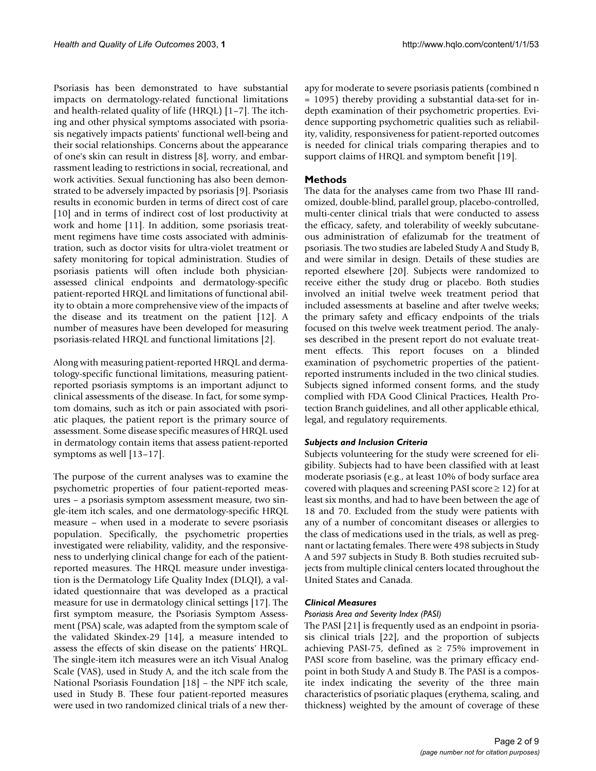Psoriasis has been demonstrated to have substantial impacts on dermatology-related functional limitations and health-related quality of life (HRQL) [1–7]. The itching and other physical symptoms associated with psoriasis negatively impacts patients' functional well-being and their social relationships. Concerns about the appearance of one's skin can result in distress [8], worry, and embarrassment leading to restrictions in social, recreational, and work activities. Sexual functioning has also been demonstrated to be adversely impacted by psoriasis [9]. Psoriasis results in economic burden in terms of direct cost of care [10] and in terms of indirect cost of lost productivity at work and home [11]. In addition, some psoriasis treatment regimens have time costs associated with administration, such as doctor visits for ultra-violet treatment or safety monitoring for topical administration. Studies of psoriasis patients will often include both physician-assessed clinical endpoints and dermatology-specific patient-reported HRQL and limitations of functional ability to obtain a more comprehensive view of the impacts of the disease and its treatment on the patient [12]. A number of measures have been developed for measuring psoriasis-related HRQL and functional limitations [2].

Along with measuring patient-reported HRQL and dermatology-specific functional limitations, measuring patient-reported psoriasis symptoms is an important adjunct to clinical assessments of the disease. In fact, for some symptom domains, such as itch or pain associated with psoriatic plaques, the patient report is the primary source of assessment. Some disease specific measures of HRQL used in dermatology contain items that assess patient-reported symptoms as well [13–17].

The purpose of the current analyses was to examine the psychometric properties of four patient-reported measures – a psoriasis symptom assessment measure, two single-item itch scales, and one dermatology-specific HRQL measure – when used in a moderate to severe psoriasis population. Specifically, the psychometric properties investigated were reliability, validity, and the responsiveness to underlying clinical change for each of the patient-reported measures. The HRQL measure under investigation is the Dermatology Life Quality Index (DLQI), a validated questionnaire that was developed as a practical measure for use in dermatology clinical settings [17]. The first symptom measure, the Psoriasis Symptom Assessment (PSA) scale, was adapted from the symptom scale of the validated Skindex-29 [14], a measure intended to assess the effects of skin disease on the patients' HRQL. The single-item itch measures were an itch Visual Analog Scale (VAS), used in Study A, and the itch scale from the National Psoriasis Foundation [18] – the NPF itch scale, used in Study B. These four patient-reported measures were used in two randomized clinical trials of a new therapy for moderate to severe psoriasis patients (combined n = 1095) thereby providing a substantial data-set for in-depth examination of their psychometric properties. Evidence supporting psychometric qualities such as reliability, validity, responsiveness for patient-reported outcomes is needed for clinical trials comparing therapies and to support claims of HRQL and symptom benefit [19].

## Methods

The data for the analyses came from two Phase III randomized, double-blind, parallel group, placebo-controlled, multi-center clinical trials that were conducted to assess the efficacy, safety, and tolerability of weekly subcutaneous administration of efalizumab for the treatment of psoriasis. The two studies are labeled Study A and Study B, and were similar in design. Details of these studies are reported elsewhere [20]. Subjects were randomized to receive either the study drug or placebo. Both studies involved an initial twelve week treatment period that included assessments at baseline and after twelve weeks; the primary safety and efficacy endpoints of the trials focused on this twelve week treatment period. The analyses described in the present report do not evaluate treatment effects. This report focuses on a blinded examination of psychometric properties of the patient-reported instruments included in the two clinical studies. Subjects signed informed consent forms, and the study complied with FDA Good Clinical Practices, Health Protection Branch guidelines, and all other applicable ethical, legal, and regulatory requirements.

### *Subjects and Inclusion Criteria*

Subjects volunteering for the study were screened for eligibility. Subjects had to have been classified with at least moderate psoriasis (e.g., at least 10% of body surface area covered with plaques and screening PASI score ≥ 12) for at least six months, and had to have been between the age of 18 and 70. Excluded from the study were patients with any of a number of concomitant diseases or allergies to the class of medications used in the trials, as well as pregnant or lactating females. There were 498 subjects in Study A and 597 subjects in Study B. Both studies recruited subjects from multiple clinical centers located throughout the United States and Canada.

### *Clinical Measures*

#### *Psoriasis Area and Severity Index (PASI)*

The PASI [21] is frequently used as an endpoint in psoriasis clinical trials [22], and the proportion of subjects achieving PASI-75, defined as ≥ 75% improvement in PASI score from baseline, was the primary efficacy endpoint in both Study A and Study B. The PASI is a composite index indicating the severity of the three main characteristics of psoriatic plaques (erythema, scaling, and thickness) weighted by the amount of coverage of these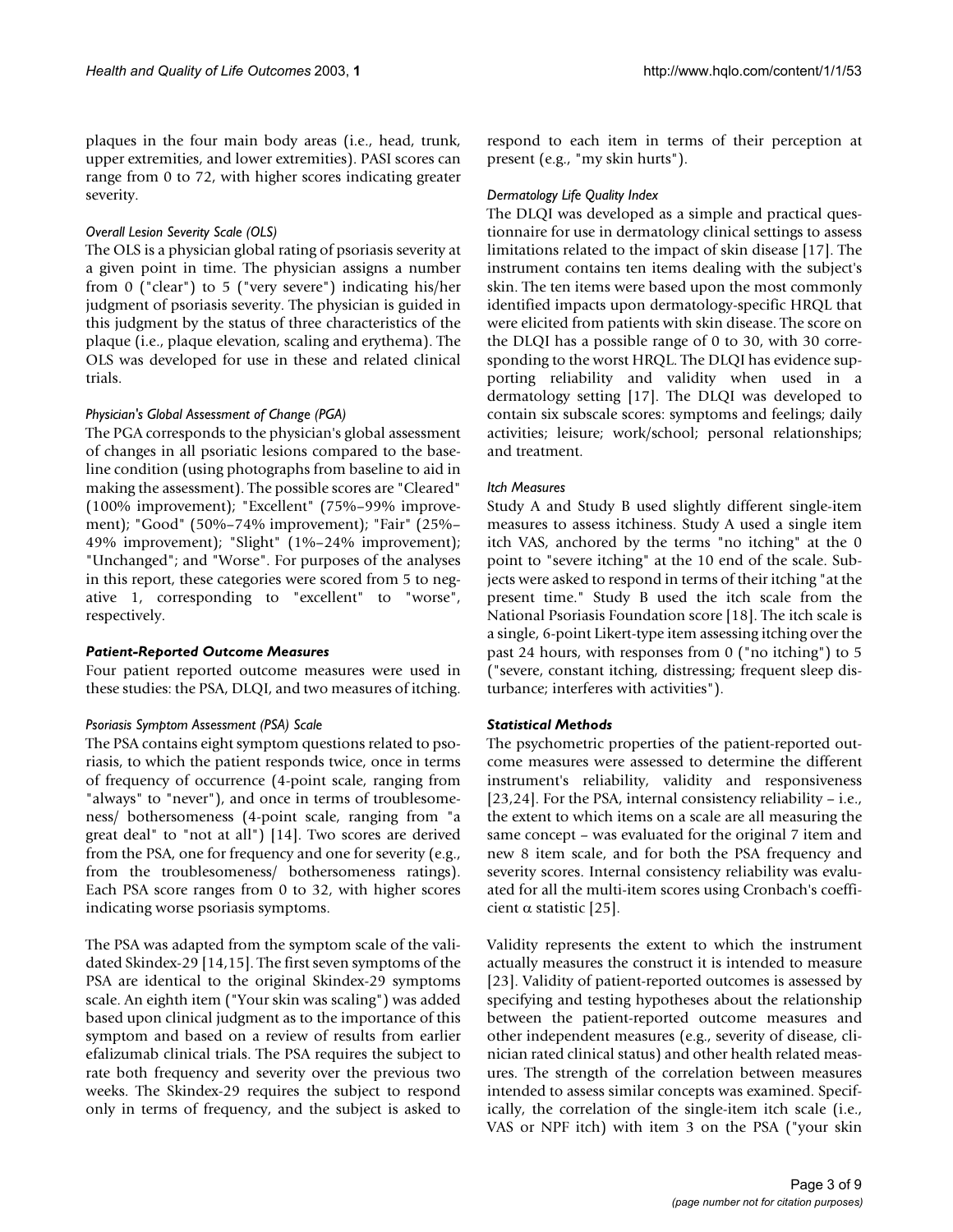plaques in the four main body areas (i.e., head, trunk, upper extremities, and lower extremities). PASI scores can range from 0 to 72, with higher scores indicating greater severity.

#### *Overall Lesion Severity Scale (OLS)*

The OLS is a physician global rating of psoriasis severity at a given point in time. The physician assigns a number from 0 ("clear") to 5 ("very severe") indicating his/her judgment of psoriasis severity. The physician is guided in this judgment by the status of three characteristics of the plaque (i.e., plaque elevation, scaling and erythema). The OLS was developed for use in these and related clinical trials.

#### *Physician's Global Assessment of Change (PGA)*

The PGA corresponds to the physician's global assessment of changes in all psoriatic lesions compared to the baseline condition (using photographs from baseline to aid in making the assessment). The possible scores are "Cleared" (100% improvement); "Excellent" (75%–99% improvement); "Good" (50%–74% improvement); "Fair" (25%–49% improvement); "Slight" (1%–24% improvement); "Unchanged"; and "Worse". For purposes of the analyses in this report, these categories were scored from 5 to negative 1, corresponding to "excellent" to "worse", respectively.

### *Patient-Reported Outcome Measures*

Four patient reported outcome measures were used in these studies: the PSA, DLQI, and two measures of itching.

#### *Psoriasis Symptom Assessment (PSA) Scale*

The PSA contains eight symptom questions related to psoriasis, to which the patient responds twice, once in terms of frequency of occurrence (4-point scale, ranging from "always" to "never"), and once in terms of troublesomeness/ bothersomeness (4-point scale, ranging from "a great deal" to "not at all") [14]. Two scores are derived from the PSA, one for frequency and one for severity (e.g., from the troublesomeness/ bothersomeness ratings). Each PSA score ranges from 0 to 32, with higher scores indicating worse psoriasis symptoms.

The PSA was adapted from the symptom scale of the validated Skindex-29 [14,15]. The first seven symptoms of the PSA are identical to the original Skindex-29 symptoms scale. An eighth item ("Your skin was scaling") was added based upon clinical judgment as to the importance of this symptom and based on a review of results from earlier efalizumab clinical trials. The PSA requires the subject to rate both frequency and severity over the previous two weeks. The Skindex-29 requires the subject to respond only in terms of frequency, and the subject is asked to respond to each item in terms of their perception at present (e.g., "my skin hurts").

#### *Dermatology Life Quality Index*

The DLQI was developed as a simple and practical questionnaire for use in dermatology clinical settings to assess limitations related to the impact of skin disease [17]. The instrument contains ten items dealing with the subject's skin. The ten items were based upon the most commonly identified impacts upon dermatology-specific HRQL that were elicited from patients with skin disease. The score on the DLQI has a possible range of 0 to 30, with 30 corresponding to the worst HRQL. The DLQI has evidence supporting reliability and validity when used in a dermatology setting [17]. The DLQI was developed to contain six subscale scores: symptoms and feelings; daily activities; leisure; work/school; personal relationships; and treatment.

#### *Itch Measures*

Study A and Study B used slightly different single-item measures to assess itchiness. Study A used a single item itch VAS, anchored by the terms "no itching" at the 0 point to "severe itching" at the 10 end of the scale. Subjects were asked to respond in terms of their itching "at the present time." Study B used the itch scale from the National Psoriasis Foundation score [18]. The itch scale is a single, 6-point Likert-type item assessing itching over the past 24 hours, with responses from 0 ("no itching") to 5 ("severe, constant itching, distressing; frequent sleep disturbance; interferes with activities").

### *Statistical Methods*

The psychometric properties of the patient-reported outcome measures were assessed to determine the different instrument's reliability, validity and responsiveness [23,24]. For the PSA, internal consistency reliability – i.e., the extent to which items on a scale are all measuring the same concept – was evaluated for the original 7 item and new 8 item scale, and for both the PSA frequency and severity scores. Internal consistency reliability was evaluated for all the multi-item scores using Cronbach's coefficient $\alpha$ statistic [25].

Validity represents the extent to which the instrument actually measures the construct it is intended to measure [23]. Validity of patient-reported outcomes is assessed by specifying and testing hypotheses about the relationship between the patient-reported outcome measures and other independent measures (e.g., severity of disease, clinician rated clinical status) and other health related measures. The strength of the correlation between measures intended to assess similar concepts was examined. Specifically, the correlation of the single-item itch scale (i.e., VAS or NPF itch) with item 3 on the PSA ("your skin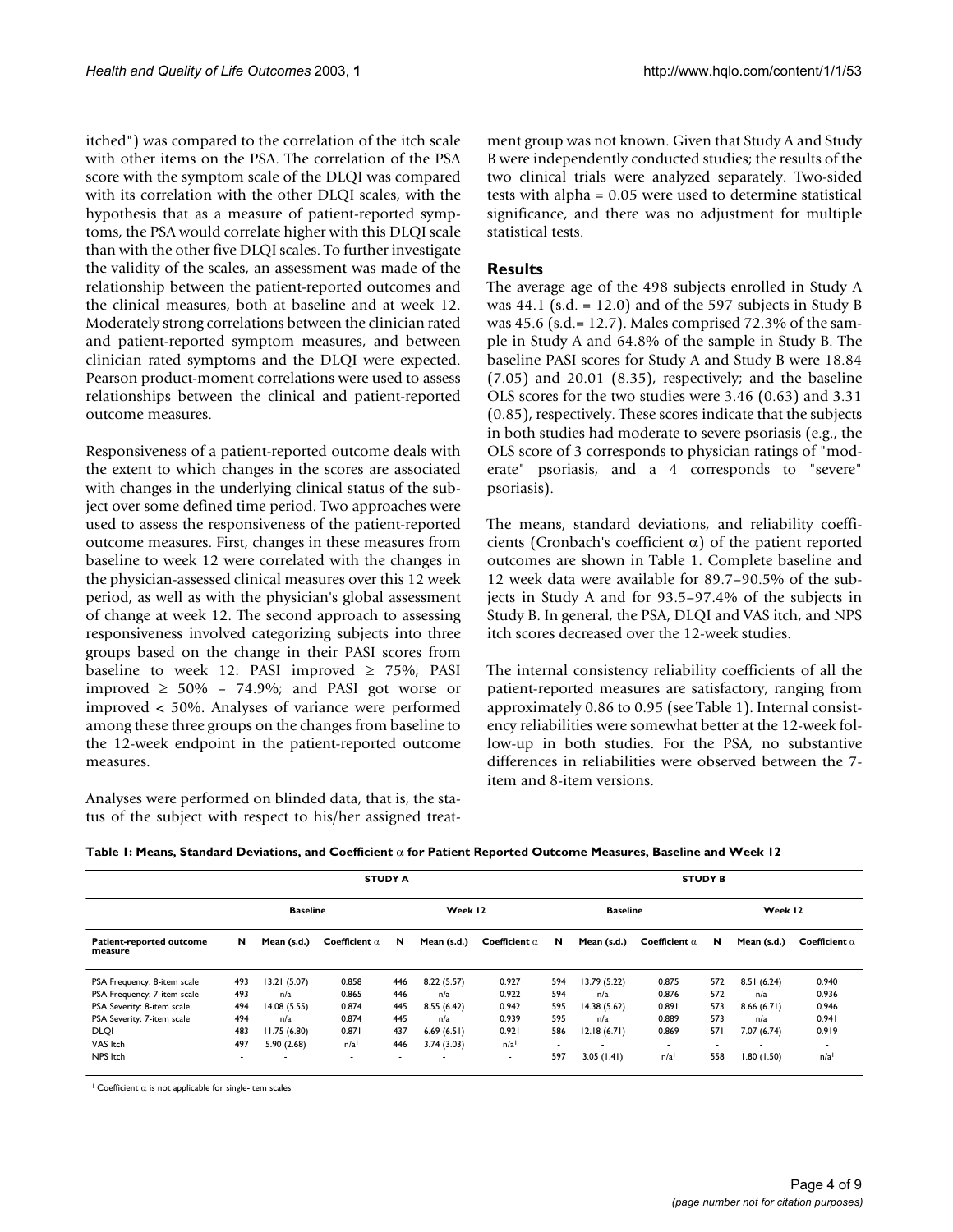itched") was compared to the correlation of the itch scale with other items on the PSA. The correlation of the PSA score with the symptom scale of the DLQI was compared with its correlation with the other DLQI scales, with the hypothesis that as a measure of patient-reported symptoms, the PSA would correlate higher with this DLQI scale than with the other five DLQI scales. To further investigate the validity of the scales, an assessment was made of the relationship between the patient-reported outcomes and the clinical measures, both at baseline and at week 12. Moderately strong correlations between the clinician rated and patient-reported symptom measures, and between clinician rated symptoms and the DLQI were expected. Pearson product-moment correlations were used to assess relationships between the clinical and patient-reported outcome measures.

Responsiveness of a patient-reported outcome deals with the extent to which changes in the scores are associated with changes in the underlying clinical status of the subject over some defined time period. Two approaches were used to assess the responsiveness of the patient-reported outcome measures. First, changes in these measures from baseline to week 12 were correlated with the changes in the physician-assessed clinical measures over this 12 week period, as well as with the physician's global assessment of change at week 12. The second approach to assessing responsiveness involved categorizing subjects into three groups based on the change in their PASI scores from baseline to week 12: PASI improved ≥ 75%; PASI improved ≥ 50% – 74.9%; and PASI got worse or improved < 50%. Analyses of variance were performed among these three groups on the changes from baseline to the 12-week endpoint in the patient-reported outcome measures.

Analyses were performed on blinded data, that is, the status of the subject with respect to his/her assigned treatment group was not known. Given that Study A and Study B were independently conducted studies; the results of the two clinical trials were analyzed separately. Two-sided tests with alpha = 0.05 were used to determine statistical significance, and there was no adjustment for multiple statistical tests.

## Results

The average age of the 498 subjects enrolled in Study A was 44.1 (s.d. = 12.0) and of the 597 subjects in Study B was 45.6 (s.d.= 12.7). Males comprised 72.3% of the sample in Study A and 64.8% of the sample in Study B. The baseline PASI scores for Study A and Study B were 18.84 (7.05) and 20.01 (8.35), respectively; and the baseline OLS scores for the two studies were 3.46 (0.63) and 3.31 (0.85), respectively. These scores indicate that the subjects in both studies had moderate to severe psoriasis (e.g., the OLS score of 3 corresponds to physician ratings of "moderate" psoriasis, and a 4 corresponds to "severe" psoriasis).

The means, standard deviations, and reliability coefficients (Cronbach's coefficient α) of the patient reported outcomes are shown in Table 1. Complete baseline and 12 week data were available for 89.7–90.5% of the subjects in Study A and for 93.5–97.4% of the subjects in Study B. In general, the PSA, DLQI and VAS itch, and NPS itch scores decreased over the 12-week studies.

The internal consistency reliability coefficients of all the patient-reported measures are satisfactory, ranging from approximately 0.86 to 0.95 (see Table 1). Internal consistency reliabilities were somewhat better at the 12-week follow-up in both studies. For the PSA, no substantive differences in reliabilities were observed between the 7-item and 8-item versions.

**Table 1: Means, Standard Deviations, and Coefficient α for Patient Reported Outcome Measures, Baseline and Week 12**

| | STUDY A | | | | | | STUDY B | | | | | |
|---|---|---|---|---|---|---|---|---|---|---|---|---|
| | Baseline | | | Week 12 | | | Baseline | | | Week 12 | | |
| Patient-reported outcome measure | N | Mean (s.d.) | Coefficient α | N | Mean (s.d.) | Coefficient α | N | Mean (s.d.) | Coefficient α | N | Mean (s.d.) | Coefficient α |
| PSA Frequency: 8-item scale | 493 | 13.21 (5.07) | 0.858 | 446 | 8.22 (5.57) | 0.927 | 594 | 13.79 (5.22) | 0.875 | 572 | 8.51 (6.24) | 0.940 |
| PSA Frequency: 7-item scale | 493 | n/a | 0.865 | 446 | n/a | 0.922 | 594 | n/a | 0.876 | 572 | n/a | 0.936 |
| PSA Severity: 8-item scale | 494 | 14.08 (5.55) | 0.874 | 445 | 8.55 (6.42) | 0.942 | 595 | 14.38 (5.62) | 0.891 | 573 | 8.66 (6.71) | 0.946 |
| PSA Severity: 7-item scale | 494 | n/a | 0.874 | 445 | n/a | 0.939 | 595 | n/a | 0.889 | 573 | n/a | 0.941 |
| DLQI | 483 | 11.75 (6.80) | 0.871 | 437 | 6.69 (6.51) | 0.921 | 586 | 12.18 (6.71) | 0.869 | 571 | 7.07 (6.74) | 0.919 |
| VAS Itch | 497 | 5.90 (2.68) | n/a[1] | 446 | 3.74 (3.03) | n/a[1] | - | - | - | - | - | - |
| NPS Itch | - | - | - | - | - | - | 597 | 3.05 (1.41) | n/a[1] | 558 | 1.80 (1.50) | n/a[1] |

[1] Coefficient α is not applicable for single-item scales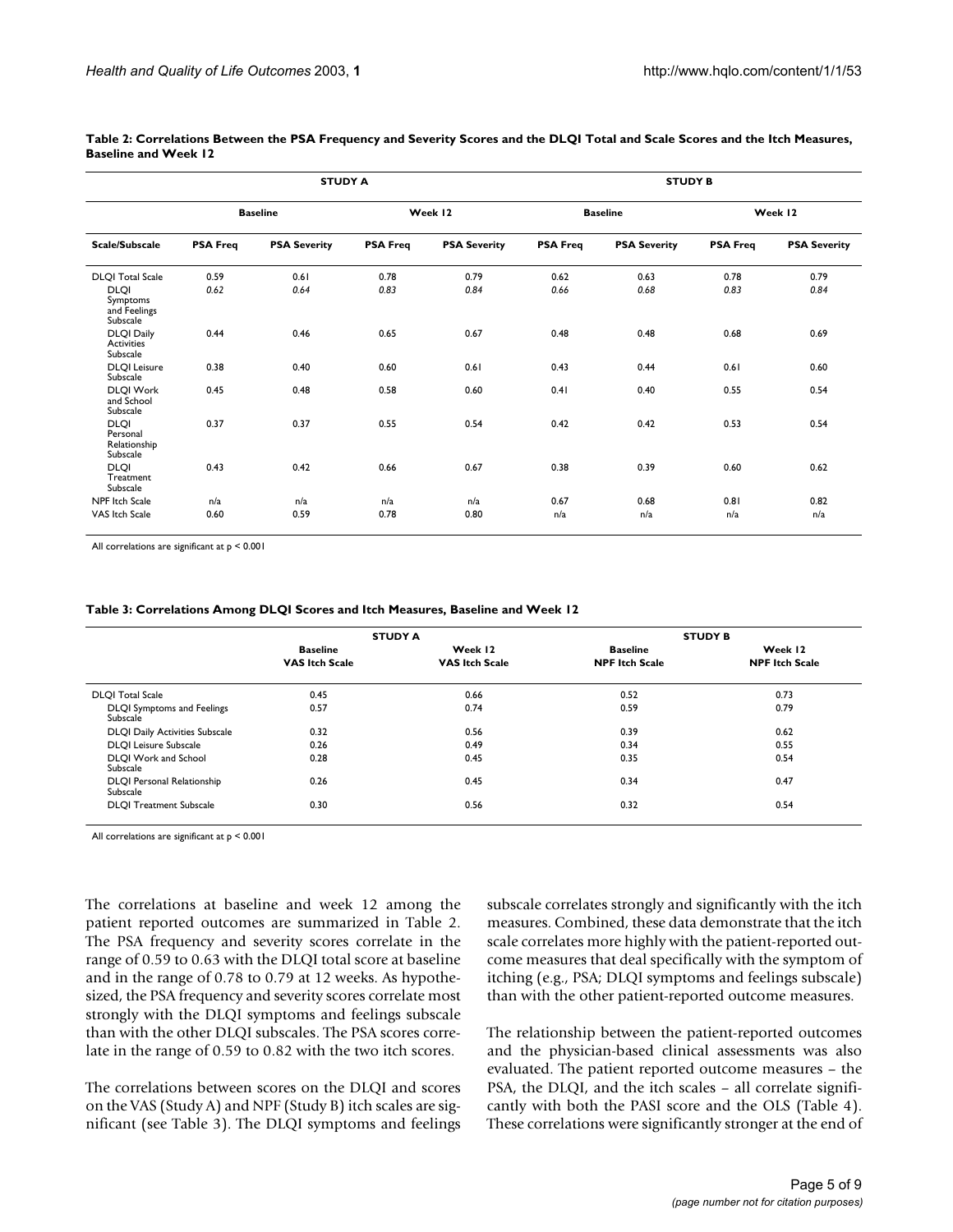**Table 2: Correlations Between the PSA Frequency and Severity Scores and the DLQI Total and Scale Scores and the Itch Measures, Baseline and Week 12**

| | STUDY A | | | | STUDY B | | | |
|---|---|---|---|---|---|---|---|---|
| | Baseline | | Week 12 | | Baseline | | Week 12 | |
| **Scale/Subscale** | **PSA Freq** | **PSA Severity** | **PSA Freq** | **PSA Severity** | **PSA Freq** | **PSA Severity** | **PSA Freq** | **PSA Severity** |
| DLQI Total Scale | 0.59 | 0.61 | 0.78 | 0.79 | 0.62 | 0.63 | 0.78 | 0.79 |
| DLQI Symptoms and Feelings Subscale | *0.62* | *0.64* | *0.83* | *0.84* | *0.66* | *0.68* | *0.83* | *0.84* |
| DLQI Daily Activities Subscale | 0.44 | 0.46 | 0.65 | 0.67 | 0.48 | 0.48 | 0.68 | 0.69 |
| DLQI Leisure Subscale | 0.38 | 0.40 | 0.60 | 0.61 | 0.43 | 0.44 | 0.61 | 0.60 |
| DLQI Work and School Subscale | 0.45 | 0.48 | 0.58 | 0.60 | 0.41 | 0.40 | 0.55 | 0.54 |
| DLQI Personal Relationship Subscale | 0.37 | 0.37 | 0.55 | 0.54 | 0.42 | 0.42 | 0.53 | 0.54 |
| DLQI Treatment Subscale | 0.43 | 0.42 | 0.66 | 0.67 | 0.38 | 0.39 | 0.60 | 0.62 |
| NPF Itch Scale | n/a | n/a | n/a | n/a | 0.67 | 0.68 | 0.81 | 0.82 |
| VAS Itch Scale | 0.60 | 0.59 | 0.78 | 0.80 | n/a | n/a | n/a | n/a |

All correlations are significant at $p < 0.001$

**Table 3: Correlations Among DLQI Scores and Itch Measures, Baseline and Week 12**

| | STUDY A | | STUDY B | |
|---|---|---|---|---|
| | **Baseline VAS Itch Scale** | **Week 12 VAS Itch Scale** | **Baseline NPF Itch Scale** | **Week 12 NPF Itch Scale** |
| DLQI Total Scale | 0.45 | 0.66 | 0.52 | 0.73 |
| DLQI Symptoms and Feelings Subscale | 0.57 | 0.74 | 0.59 | 0.79 |
| DLQI Daily Activities Subscale | 0.32 | 0.56 | 0.39 | 0.62 |
| DLQI Leisure Subscale | 0.26 | 0.49 | 0.34 | 0.55 |
| DLQI Work and School Subscale | 0.28 | 0.45 | 0.35 | 0.54 |
| DLQI Personal Relationship Subscale | 0.26 | 0.45 | 0.34 | 0.47 |
| DLQI Treatment Subscale | 0.30 | 0.56 | 0.32 | 0.54 |

All correlations are significant at $p < 0.001$

The correlations at baseline and week 12 among the patient reported outcomes are summarized in Table 2. The PSA frequency and severity scores correlate in the range of 0.59 to 0.63 with the DLQI total score at baseline and in the range of 0.78 to 0.79 at 12 weeks. As hypothesized, the PSA frequency and severity scores correlate most strongly with the DLQI symptoms and feelings subscale than with the other DLQI subscales. The PSA scores correlate in the range of 0.59 to 0.82 with the two itch scores.

The correlations between scores on the DLQI and scores on the VAS (Study A) and NPF (Study B) itch scales are significant (see Table 3). The DLQI symptoms and feelings subscale correlates strongly and significantly with the itch measures. Combined, these data demonstrate that the itch scale correlates more highly with the patient-reported outcome measures that deal specifically with the symptom of itching (e.g., PSA; DLQI symptoms and feelings subscale) than with the other patient-reported outcome measures.

The relationship between the patient-reported outcomes and the physician-based clinical assessments was also evaluated. The patient reported outcome measures – the PSA, the DLQI, and the itch scales – all correlate significantly with both the PASI score and the OLS (Table 4). These correlations were significantly stronger at the end of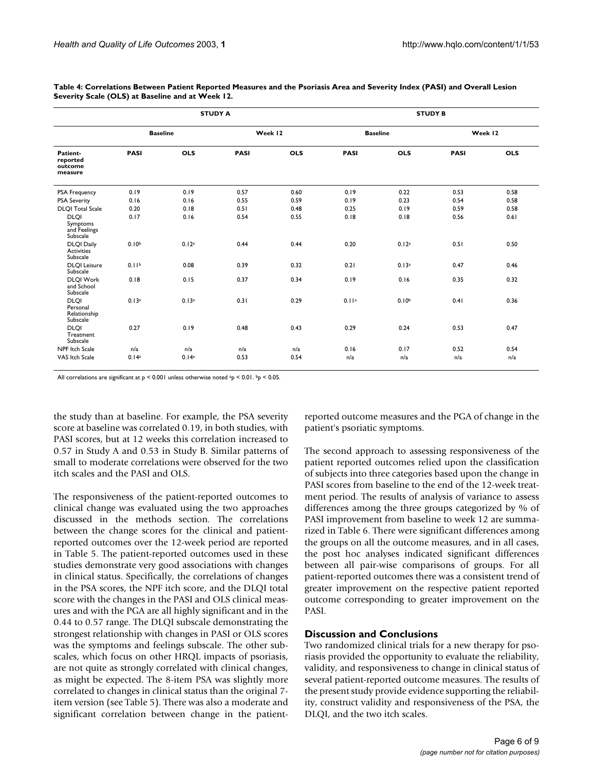**Table 4: Correlations Between Patient Reported Measures and the Psoriasis Area and Severity Index (PASI) and Overall Lesion Severity Scale (OLS) at Baseline and at Week 12.**

| | STUDY A | | | | STUDY B | | | |
|---|---|---|---|---|---|---|---|---|
| | Baseline | | Week 12 | | Baseline | | Week 12 | |
| Patient-reported outcome measure | PASI | OLS | PASI | OLS | PASI | OLS | PASI | OLS |
| PSA Frequency | 0.19 | 0.19 | 0.57 | 0.60 | 0.19 | 0.22 | 0.53 | 0.58 |
| PSA Severity | 0.16 | 0.16 | 0.55 | 0.59 | 0.19 | 0.23 | 0.54 | 0.58 |
| DLQI Total Scale | 0.20 | 0.18 | 0.51 | 0.48 | 0.25 | 0.19 | 0.59 | 0.58 |
| DLQI Symptoms and Feelings Subscale | 0.17 | 0.16 | 0.54 | 0.55 | 0.18 | 0.18 | 0.56 | 0.61 |
| DLQI Daily Activities Subscale | 0.10[b] | 0.12[a] | 0.44 | 0.44 | 0.20 | 0.12[a] | 0.51 | 0.50 |
| DLQI Leisure Subscale | 0.11[b] | 0.08 | 0.39 | 0.32 | 0.21 | 0.13[a] | 0.47 | 0.46 |
| DLQI Work and School Subscale | 0.18 | 0.15 | 0.37 | 0.34 | 0.19 | 0.16 | 0.35 | 0.32 |
| DLQI Personal Relationship Subscale | 0.13[a] | 0.13[a] | 0.31 | 0.29 | 0.11[a] | 0.10[b] | 0.41 | 0.36 |
| DLQI Treatment Subscale | 0.27 | 0.19 | 0.48 | 0.43 | 0.29 | 0.24 | 0.53 | 0.47 |
| NPF Itch Scale | n/a | n/a | n/a | n/a | 0.16 | 0.17 | 0.52 | 0.54 |
| VAS Itch Scale | 0.14[a] | 0.14[a] | 0.53 | 0.54 | n/a | n/a | n/a | n/a |

All correlations are significant at $p < 0.001$ unless otherwise noted [a]$p < 0.01$. [b]$p < 0.05$.

the study than at baseline. For example, the PSA severity score at baseline was correlated 0.19, in both studies, with PASI scores, but at 12 weeks this correlation increased to 0.57 in Study A and 0.53 in Study B. Similar patterns of small to moderate correlations were observed for the two itch scales and the PASI and OLS.

The responsiveness of the patient-reported outcomes to clinical change was evaluated using the two approaches discussed in the methods section. The correlations between the change scores for the clinical and patient-reported outcomes over the 12-week period are reported in Table 5. The patient-reported outcomes used in these studies demonstrate very good associations with changes in clinical status. Specifically, the correlations of changes in the PSA scores, the NPF itch score, and the DLQI total score with the changes in the PASI and OLS clinical measures and with the PGA are all highly significant and in the 0.44 to 0.57 range. The DLQI subscale demonstrating the strongest relationship with changes in PASI or OLS scores was the symptoms and feelings subscale. The other subscales, which focus on other HRQL impacts of psoriasis, are not quite as strongly correlated with clinical changes, as might be expected. The 8-item PSA was slightly more correlated to changes in clinical status than the original 7-item version (see Table 5). There was also a moderate and significant correlation between change in the patient-reported outcome measures and the PGA of change in the patient's psoriatic symptoms.

The second approach to assessing responsiveness of the patient reported outcomes relied upon the classification of subjects into three categories based upon the change in PASI scores from baseline to the end of the 12-week treatment period. The results of analysis of variance to assess differences among the three groups categorized by % of PASI improvement from baseline to week 12 are summarized in Table 6. There were significant differences among the groups on all the outcome measures, and in all cases, the post hoc analyses indicated significant differences between all pair-wise comparisons of groups. For all patient-reported outcomes there was a consistent trend of greater improvement on the respective patient reported outcome corresponding to greater improvement on the PASI.

## Discussion and Conclusions

Two randomized clinical trials for a new therapy for psoriasis provided the opportunity to evaluate the reliability, validity, and responsiveness to change in clinical status of several patient-reported outcome measures. The results of the present study provide evidence supporting the reliability, construct validity and responsiveness of the PSA, the DLQI, and the two itch scales.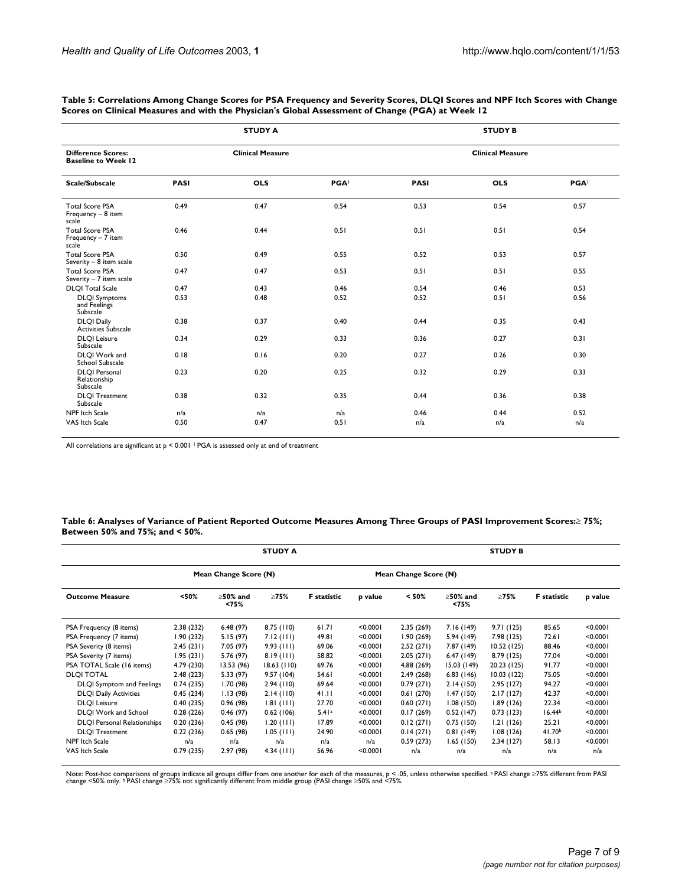**Table 5: Correlations Among Change Scores for PSA Frequency and Severity Scores, DLQI Scores and NPF Itch Scores with Change Scores on Clinical Measures and with the Physician's Global Assessment of Change (PGA) at Week 12**

| | STUDY A | | | STUDY B | | |
|---|---|---|---|---|---|---|
| **Difference Scores: Baseline to Week 12** | **Clinical Measure** | | | **Clinical Measure** | | |
| **Scale/Subscale** | **PASI** | **OLS** | **PGA[1]** | **PASI** | **OLS** | **PGA[1]** |
| Total Score PSA Frequency – 8 item scale | 0.49 | 0.47 | 0.54 | 0.53 | 0.54 | 0.57 |
| Total Score PSA Frequency – 7 item scale | 0.46 | 0.44 | 0.51 | 0.51 | 0.51 | 0.54 |
| Total Score PSA Severity – 8 item scale | 0.50 | 0.49 | 0.55 | 0.52 | 0.53 | 0.57 |
| Total Score PSA Severity – 7 item scale | 0.47 | 0.47 | 0.53 | 0.51 | 0.51 | 0.55 |
| DLQI Total Scale | 0.47 | 0.43 | 0.46 | 0.54 | 0.46 | 0.53 |
| DLQI Symptoms and Feelings Subscale | 0.53 | 0.48 | 0.52 | 0.52 | 0.51 | 0.56 |
| DLQI Daily Activities Subscale | 0.38 | 0.37 | 0.40 | 0.44 | 0.35 | 0.43 |
| DLQI Leisure Subscale | 0.34 | 0.29 | 0.33 | 0.36 | 0.27 | 0.31 |
| DLQI Work and School Subscale | 0.18 | 0.16 | 0.20 | 0.27 | 0.26 | 0.30 |
| DLQI Personal Relationship Subscale | 0.23 | 0.20 | 0.25 | 0.32 | 0.29 | 0.33 |
| DLQI Treatment Subscale | 0.38 | 0.32 | 0.35 | 0.44 | 0.36 | 0.38 |
| NPF Itch Scale | n/a | n/a | n/a | 0.46 | 0.44 | 0.52 |
| VAS Itch Scale | 0.50 | 0.47 | 0.51 | n/a | n/a | n/a |

All correlations are significant at $p < 0.001$ [1] PGA is assessed only at end of treatment

**Table 6: Analyses of Variance of Patient Reported Outcome Measures Among Three Groups of PASI Improvement Scores: ≥ 75%; Between 50% and 75%; and < 50%.**

| | STUDY A | | | | | STUDY B | | | | |
|---|---|---|---|---|---|---|---|---|---|---|
| | Mean Change Score (N) | | | | | Mean Change Score (N) | | | | |
| **Outcome Measure** | **<50%** | **≥50% and <75%** | **≥75%** | **F statistic** | **p value** | **< 50%** | **≥50% and <75%** | **≥75%** | **F statistic** | **p value** |
| PSA Frequency (8 items) | 2.38 (232) | 6.48 (97) | 8.75 (110) | 61.71 | <0.0001 | 2.35 (269) | 7.16 (149) | 9.71 (125) | 85.65 | <0.0001 |
| PSA Frequency (7 items) | 1.90 (232) | 5.15 (97) | 7.12 (111) | 49.81 | <0.0001 | 1.90 (269) | 5.94 (149) | 7.98 (125) | 72.61 | <0.0001 |
| PSA Severity (8 items) | 2.45 (231) | 7.05 (97) | 9.93 (111) | 69.06 | <0.0001 | 2.52 (271) | 7.87 (149) | 10.52 (125) | 88.46 | <0.0001 |
| PSA Severity (7 items) | 1.95 (231) | 5.76 (97) | 8.19 (111) | 58.82 | <0.0001 | 2.05 (271) | 6.47 (149) | 8.79 (125) | 77.04 | <0.0001 |
| PSA TOTAL Scale (16 items) | 4.79 (230) | 13.53 (96) | 18.63 (110) | 69.76 | <0.0001 | 4.88 (269) | 15.03 (149) | 20.23 (125) | 91.77 | <0.0001 |
| DLQI TOTAL | 2.48 (223) | 5.33 (97) | 9.57 (104) | 54.61 | <0.0001 | 2.49 (268) | 6.83 (146) | 10.03 (122) | 75.05 | <0.0001 |
| DLQI Symptom and Feelings | 0.74 (235) | 1.70 (98) | 2.94 (110) | 69.64 | <0.0001 | 0.79 (271) | 2.14 (150) | 2.95 (127) | 94.27 | <0.0001 |
| DLQI Daily Activities | 0.45 (234) | 1.13 (98) | 2.14 (110) | 41.11 | <0.0001 | 0.61 (270) | 1.47 (150) | 2.17 (127) | 42.37 | <0.0001 |
| DLQI Leisure | 0.40 (235) | 0.96 (98) | 1.81 (111) | 27.70 | <0.0001 | 0.60 (271) | 1.08 (150) | 1.89 (126) | 22.34 | <0.0001 |
| DLQI Work and School | 0.28 (226) | 0.46 (97) | 0.62 (106) | 5.41[a] | <0.0001 | 0.17 (269) | 0.52 (147) | 0.73 (123) | 16.44[b] | <0.0001 |
| DLQI Personal Relationships | 0.20 (236) | 0.45 (98) | 1.20 (111) | 17.89 | <0.0001 | 0.12 (271) | 0.75 (150) | 1.21 (126) | 25.21 | <0.0001 |
| DLQI Treatment | 0.22 (236) | 0.65 (98) | 1.05 (111) | 24.90 | <0.0001 | 0.14 (271) | 0.81 (149) | 1.08 (126) | 41.70[b] | <0.0001 |
| NPF Itch Scale | n/a | n/a | n/a | n/a | n/a | 0.59 (273) | 1.65 (150) | 2.34 (127) | 58.13 | <0.0001 |
| VAS Itch Scale | 0.79 (235) | 2.97 (98) | 4.34 (111) | 56.96 | <0.0001 | n/a | n/a | n/a | n/a | n/a |

Note: Post-hoc comparisons of groups indicate all groups differ from one another for each of the measures, $p < .05$, unless otherwise specified. [a] PASI change ≥75% different from PASI change <50% only. [b] PASI change ≥75% not significantly different from middle group (PASI change ≥50% and <75%.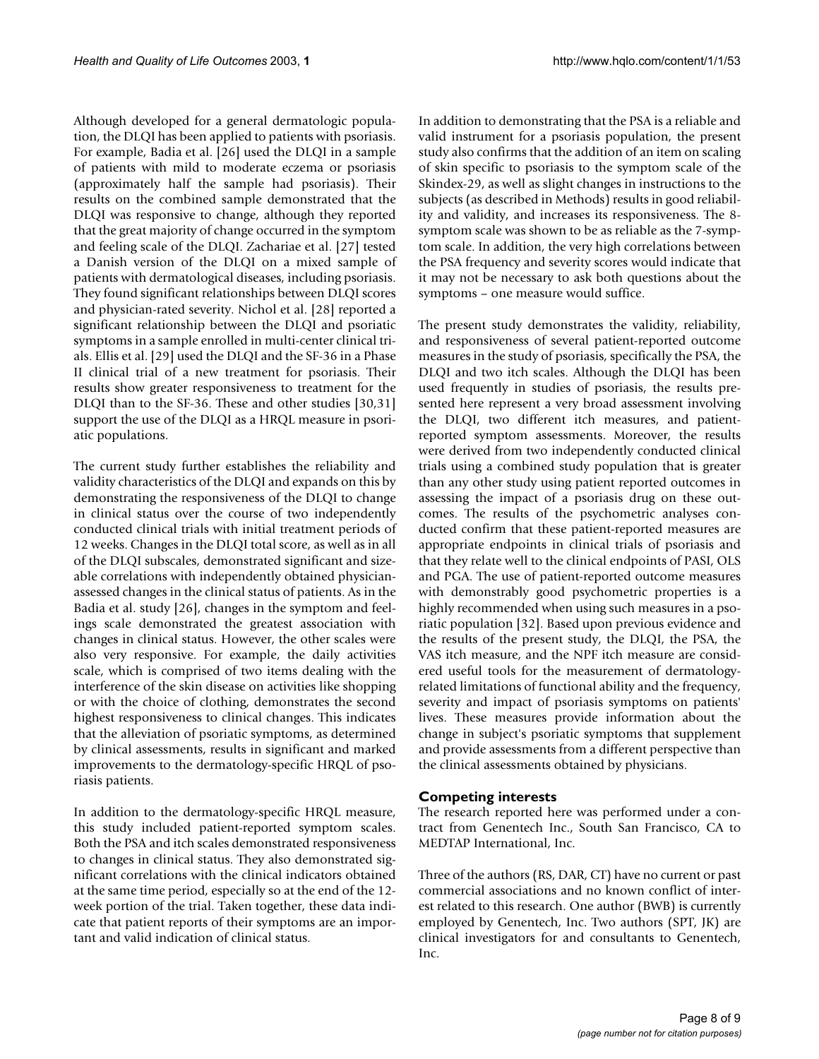Although developed for a general dermatologic population, the DLQI has been applied to patients with psoriasis. For example, Badia et al. [26] used the DLQI in a sample of patients with mild to moderate eczema or psoriasis (approximately half the sample had psoriasis). Their results on the combined sample demonstrated that the DLQI was responsive to change, although they reported that the great majority of change occurred in the symptom and feeling scale of the DLQI. Zachariae et al. [27] tested a Danish version of the DLQI on a mixed sample of patients with dermatological diseases, including psoriasis. They found significant relationships between DLQI scores and physician-rated severity. Nichol et al. [28] reported a significant relationship between the DLQI and psoriatic symptoms in a sample enrolled in multi-center clinical trials. Ellis et al. [29] used the DLQI and the SF-36 in a Phase II clinical trial of a new treatment for psoriasis. Their results show greater responsiveness to treatment for the DLQI than to the SF-36. These and other studies [30,31] support the use of the DLQI as a HRQL measure in psoriatic populations.

The current study further establishes the reliability and validity characteristics of the DLQI and expands on this by demonstrating the responsiveness of the DLQI to change in clinical status over the course of two independently conducted clinical trials with initial treatment periods of 12 weeks. Changes in the DLQI total score, as well as in all of the DLQI subscales, demonstrated significant and sizeable correlations with independently obtained physician-assessed changes in the clinical status of patients. As in the Badia et al. study [26], changes in the symptom and feelings scale demonstrated the greatest association with changes in clinical status. However, the other scales were also very responsive. For example, the daily activities scale, which is comprised of two items dealing with the interference of the skin disease on activities like shopping or with the choice of clothing, demonstrates the second highest responsiveness to clinical changes. This indicates that the alleviation of psoriatic symptoms, as determined by clinical assessments, results in significant and marked improvements to the dermatology-specific HRQL of psoriasis patients.

In addition to the dermatology-specific HRQL measure, this study included patient-reported symptom scales. Both the PSA and itch scales demonstrated responsiveness to changes in clinical status. They also demonstrated significant correlations with the clinical indicators obtained at the same time period, especially so at the end of the 12-week portion of the trial. Taken together, these data indicate that patient reports of their symptoms are an important and valid indication of clinical status.

In addition to demonstrating that the PSA is a reliable and valid instrument for a psoriasis population, the present study also confirms that the addition of an item on scaling of skin specific to psoriasis to the symptom scale of the Skindex-29, as well as slight changes in instructions to the subjects (as described in Methods) results in good reliability and validity, and increases its responsiveness. The 8-symptom scale was shown to be as reliable as the 7-symptom scale. In addition, the very high correlations between the PSA frequency and severity scores would indicate that it may not be necessary to ask both questions about the symptoms – one measure would suffice.

The present study demonstrates the validity, reliability, and responsiveness of several patient-reported outcome measures in the study of psoriasis, specifically the PSA, the DLQI and two itch scales. Although the DLQI has been used frequently in studies of psoriasis, the results presented here represent a very broad assessment involving the DLQI, two different itch measures, and patient-reported symptom assessments. Moreover, the results were derived from two independently conducted clinical trials using a combined study population that is greater than any other study using patient reported outcomes in assessing the impact of a psoriasis drug on these outcomes. The results of the psychometric analyses conducted confirm that these patient-reported measures are appropriate endpoints in clinical trials of psoriasis and that they relate well to the clinical endpoints of PASI, OLS and PGA. The use of patient-reported outcome measures with demonstrably good psychometric properties is a highly recommended when using such measures in a psoriatic population [32]. Based upon previous evidence and the results of the present study, the DLQI, the PSA, the VAS itch measure, and the NPF itch measure are considered useful tools for the measurement of dermatology-related limitations of functional ability and the frequency, severity and impact of psoriasis symptoms on patients' lives. These measures provide information about the change in subject's psoriatic symptoms that supplement and provide assessments from a different perspective than the clinical assessments obtained by physicians.

## Competing interests

The research reported here was performed under a contract from Genentech Inc., South San Francisco, CA to MEDTAP International, Inc.

Three of the authors (RS, DAR, CT) have no current or past commercial associations and no known conflict of interest related to this research. One author (BWB) is currently employed by Genentech, Inc. Two authors (SPT, JK) are clinical investigators for and consultants to Genentech, Inc.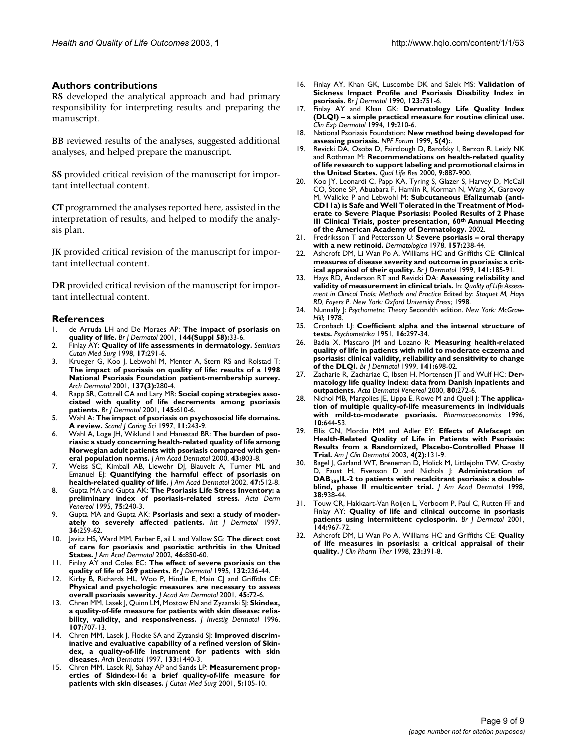## Authors contributions

**RS** developed the analytical approach and had primary responsibility for interpreting results and preparing the manuscript.

**BB** reviewed results of the analyses, suggested additional analyses, and helped prepare the manuscript.

**SS** provided critical revision of the manuscript for important intellectual content.

**CT** programmed the analyses reported here, assisted in the interpretation of results, and helped to modify the analysis plan.

**JK** provided critical revision of the manuscript for important intellectual content.

**DR** provided critical revision of the manuscript for important intellectual content.

## References

1. de Arruda LH and De Moraes AP: **The impact of psoriasis on quality of life.** *Br J Dermatol* 2001, **144(Suppl 58):**33-6.
2. Finlay AY: **Quality of life assessments in dermatology.** *Seminars Cutan Med Surg* 1998, **17:**291-6.
3. Krueger G, Koo J, Lebwohl M, Menter A, Stern RS and Rolstad T: **The impact of psoriasis on quality of life: results of a 1998 National Psoriasis Foundation patient-membership survey.** *Arch Dermatol* 2001, **137(3):**280-4.
4. Rapp SR, Cottrell CA and Lary MR: **Social coping strategies associated with quality of life decrements among psoriasis patients.** *Br J Dermatol* 2001, **145:**610-6.
5. Wahl A: **The impact of psoriasis on psychosocial life domains. A review.** *Scand J Caring Sci* 1997, **11:**243-9.
6. Wahl A, Loge JH, Wiklund I and Hanestad BR: **The burden of psoriasis: a study concerning health-related quality of life among Norwegian adult patients with psoriasis compared with general population norms.** *J Am Acad Dermatol* 2000, **43:**803-8.
7. Weiss SC, Kimball AB, Liewehr DJ, Blauvelt A, Turner ML and Emanuel EJ: **Quantifying the harmful effect of psoriasis on health-related quality of life.** *J Am Acad Dermatol* 2002, **47:**512-8.
8. Gupta MA and Gupta AK: **The Psoriasis Life Stress Inventory: a preliminary index of psoriasis-related stress.** *Acta Derm Venereol* 1995, **75:**240-3.
9. Gupta MA and Gupta AK: **Psoriasis and sex: a study of moderately to severely affected patients.** *Int J Dermatol* 1997, **36:**259-62.
10. Javitz HS, Ward MM, Farber E, ail L and Vallow SG: **The direct cost of care for psoriasis and psoriatic arthritis in the United States.** *J Am Acad Dermatol* 2002, **46:**850-60.
11. Finlay AY and Coles EC: **The effect of severe psoriasis on the quality of life of 369 patients.** *Br J Dermatol* 1995, **132:**236-44.
12. Kirby B, Richards HL, Woo P, Hindle E, Main CJ and Griffiths CE: **Physical and psychologic measures are necessary to assess overall psoriasis severity.** *J Acad Am Dermatol* 2001, **45:**72-6.
13. Chren MM, Lasek J, Quinn LM, Mostow EN and Zyzanski SJ: **Skindex, a quality-of-life measure for patients with skin disease: reliability, validity, and responsiveness.** *J Investig Dermatol* 1996, **107:**707-13.
14. Chren MM, Lasek J, Flocke SA and Zyzanski SJ: **Improved discriminative and evaluative capability of a refined version of Skindex, a quality-of-life instrument for patients with skin diseases.** *Arch Dermatol* 1997, **133:**1440-3.
15. Chren MM, Lasek RJ, Sahay AP and Sands LP: **Measurement properties of Skindex-16: a brief quality-of-life measure for patients with skin diseases.** *J Cutan Med Surg* 2001, **5:**105-10.
16. Finlay AY, Khan GK, Luscombe DK and Salek MS: **Validation of Sickness Impact Profile and Psoriasis Disability Index in psoriasis.** *Br J Dermatol* 1990, **123:**751-6.
17. Finlay AY and Khan GK: **Dermatology Life Quality Index (DLQI) – a simple practical measure for routine clinical use.** *Clin Exp Dermatol* 1994, **19:**210-6.
18. National Psoriasis Foundation: **New method being developed for assessing psoriasis.** *NPF Forum* 1999, **5(4):**.
19. Revicki DA, Osoba D, Fairclough D, Barofsky I, Berzon R, Leidy NK and Rothman M: **Recommendations on health-related quality of life research to support labeling and promotional claims in the United States.** *Qual Life Res* 2000, **9:**887-900.
20. Koo JY, Leonardi C, Papp KA, Tyring S, Glazer S, Harvey D, McCall CO, Stone SP, Abuabara F, Hamlin R, Korman N, Wang X, Garovoy M, Walicke P and Lebwohl M: **Subcutaneous Efalizumab (anti-CD11a) is Safe and Well Tolerated in the Treatment of Moderate to Severe Plaque Psoriasis: Pooled Results of 2 Phase III Clinical Trials, poster presentation, 60th Annual Meeting of the American Academy of Dermatology.** 2002.
21. Fredriksson T and Pettersson U: **Severe psoriasis – oral therapy with a new retinoid.** *Dermatologica* 1978, **157:**238-44.
22. Ashcroft DM, Li Wan Po A, Williams HC and Griffiths CE: **Clinical measures of disease severity and outcome in psoriasis: a critical appraisal of their quality.** *Br J Dermatol* 1999, **141:**185-91.
23. Hays RD, Anderson RT and Revicki DA: **Assessing reliability and validity of measurement in clinical trials.** In: *Quality of Life Assessment in Clinical Trials: Methods and Practice* Edited by: *Staquet M, Hays RD, Fayers P. New York: Oxford University Press*; 1998.
24. Nunnally J: *Psychometric Theory* Secondth edition. *New York: McGraw-Hill*; 1978.
25. Cronbach LJ: **Coefficient alpha and the internal structure of tests.** *Psychometrika* 1951, **16:**297-34.
26. Badia X, Mascaro JM and Lozano R: **Measuring health-related quality of life in patients with mild to moderate eczema and psoriasis: clinical validity, reliability and sensitivity to change of the DLQI.** *Br J Dermatol* 1999, **141:**698-02.
27. Zacharie R, Zachariae C, Ibsen H, Mortensen JT and Wulf HC: **Dermatology life quality index: data from Danish inpatients and outpatients.** *Acta Dermatol Venereol* 2000, **80:**272-6.
28. Nichol MB, Margolies JE, Lippa E, Rowe M and Quell J: **The application of multiple quality-of-life measurements in individuals with mild-to-moderate psoriasis.** *Pharmacoeconomics* 1996, **10:**644-53.
29. Ellis CN, Mordin MM and Adler EY: **Effects of Alefacept on Health-Related Quality of Life in Patients with Psoriasis: Results from a Randomized, Placebo-Controlled Phase II Trial.** *Am J Clin Dermatol* 2003, **4(2):**131-9.
30. Bagel J, Garland WT, Breneman D, Holick M, Littlejohn TW, Crosby D, Faust H, Fivenson D and Nichols J: **Administration of $DAB_{389}$IL-2 to patients with recalcitrant psoriasis: a double-blind, phase II multicenter trial.** *J Am Acad Dermatol* 1998, **38:**938-44.
31. Touw CR, Hakkaart-Van Roijen L, Verboom P, Paul C, Rutten FF and Finlay AY: **Quality of life and clinical outcome in psoriasis patients using intermittent cyclosporin.** *Br J Dermatol* 2001, **144:**967-72.
32. Ashcroft DM, Li Wan Po A, Williams HC and Griffiths CE: **Quality of life measures in psoriasis: a critical appraisal of their quality.** *J Clin Pharm Ther* 1998, **23:**391-8.